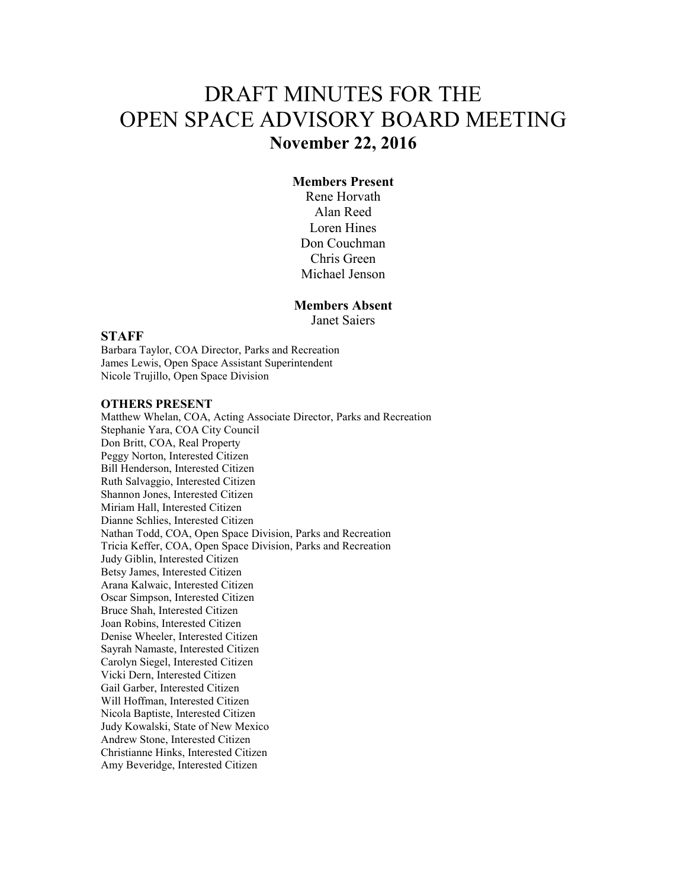# DRAFT MINUTES FOR THE OPEN SPACE ADVISORY BOARD MEETING

## November 22, 2016

**Members Present**

Rene Horvath
Alan Reed
Loren Hines
Don Couchman
Chris Green
Michael Jenson

**Members Absent**

Janet Saiers

**STAFF**

Barbara Taylor, COA Director, Parks and Recreation
James Lewis, Open Space Assistant Superintendent
Nicole Trujillo, Open Space Division

**OTHERS PRESENT**

Matthew Whelan, COA, Acting Associate Director, Parks and Recreation
Stephanie Yara, COA City Council
Don Britt, COA, Real Property
Peggy Norton, Interested Citizen
Bill Henderson, Interested Citizen
Ruth Salvaggio, Interested Citizen
Shannon Jones, Interested Citizen
Miriam Hall, Interested Citizen
Dianne Schlies, Interested Citizen
Nathan Todd, COA, Open Space Division, Parks and Recreation
Tricia Keffer, COA, Open Space Division, Parks and Recreation
Judy Giblin, Interested Citizen
Betsy James, Interested Citizen
Arana Kalwaic, Interested Citizen
Oscar Simpson, Interested Citizen
Bruce Shah, Interested Citizen
Joan Robins, Interested Citizen
Denise Wheeler, Interested Citizen
Sayrah Namaste, Interested Citizen
Carolyn Siegel, Interested Citizen
Vicki Dern, Interested Citizen
Gail Garber, Interested Citizen
Will Hoffman, Interested Citizen
Nicola Baptiste, Interested Citizen
Judy Kowalski, State of New Mexico
Andrew Stone, Interested Citizen
Christianne Hinks, Interested Citizen
Amy Beveridge, Interested Citizen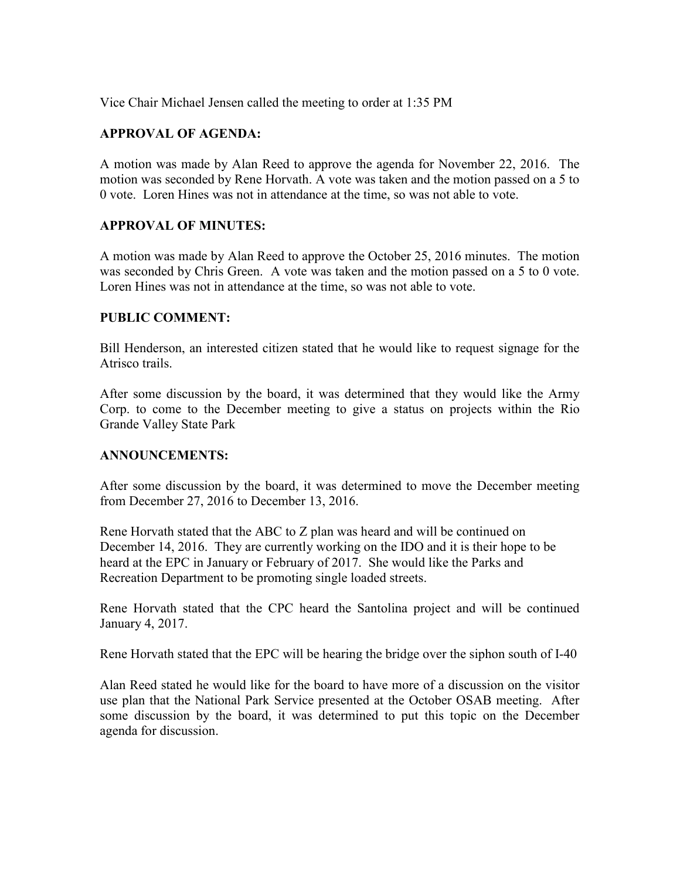Vice Chair Michael Jensen called the meeting to order at 1:35 PM

**APPROVAL OF AGENDA:**

A motion was made by Alan Reed to approve the agenda for November 22, 2016. The motion was seconded by Rene Horvath. A vote was taken and the motion passed on a 5 to 0 vote. Loren Hines was not in attendance at the time, so was not able to vote.

**APPROVAL OF MINUTES:**

A motion was made by Alan Reed to approve the October 25, 2016 minutes. The motion was seconded by Chris Green. A vote was taken and the motion passed on a 5 to 0 vote. Loren Hines was not in attendance at the time, so was not able to vote.

**PUBLIC COMMENT:**

Bill Henderson, an interested citizen stated that he would like to request signage for the Atrisco trails.

After some discussion by the board, it was determined that they would like the Army Corp. to come to the December meeting to give a status on projects within the Rio Grande Valley State Park

**ANNOUNCEMENTS:**

After some discussion by the board, it was determined to move the December meeting from December 27, 2016 to December 13, 2016.

Rene Horvath stated that the ABC to Z plan was heard and will be continued on December 14, 2016. They are currently working on the IDO and it is their hope to be heard at the EPC in January or February of 2017. She would like the Parks and Recreation Department to be promoting single loaded streets.

Rene Horvath stated that the CPC heard the Santolina project and will be continued January 4, 2017.

Rene Horvath stated that the EPC will be hearing the bridge over the siphon south of I-40

Alan Reed stated he would like for the board to have more of a discussion on the visitor use plan that the National Park Service presented at the October OSAB meeting. After some discussion by the board, it was determined to put this topic on the December agenda for discussion.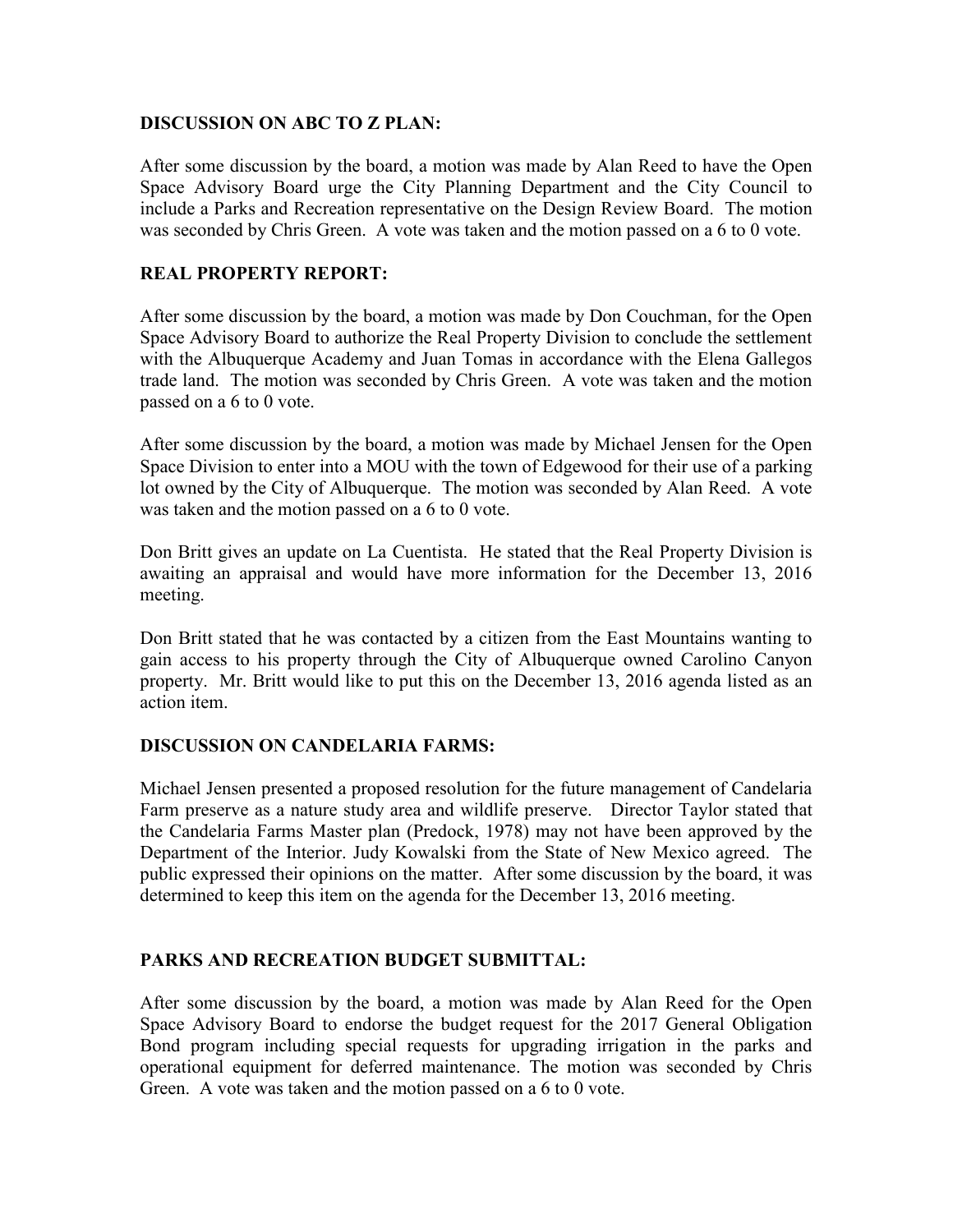**DISCUSSION ON ABC TO Z PLAN:**

After some discussion by the board, a motion was made by Alan Reed to have the Open Space Advisory Board urge the City Planning Department and the City Council to include a Parks and Recreation representative on the Design Review Board. The motion was seconded by Chris Green. A vote was taken and the motion passed on a 6 to 0 vote.

**REAL PROPERTY REPORT:**

After some discussion by the board, a motion was made by Don Couchman, for the Open Space Advisory Board to authorize the Real Property Division to conclude the settlement with the Albuquerque Academy and Juan Tomas in accordance with the Elena Gallegos trade land. The motion was seconded by Chris Green. A vote was taken and the motion passed on a 6 to 0 vote.

After some discussion by the board, a motion was made by Michael Jensen for the Open Space Division to enter into a MOU with the town of Edgewood for their use of a parking lot owned by the City of Albuquerque. The motion was seconded by Alan Reed. A vote was taken and the motion passed on a 6 to 0 vote.

Don Britt gives an update on La Cuentista. He stated that the Real Property Division is awaiting an appraisal and would have more information for the December 13, 2016 meeting.

Don Britt stated that he was contacted by a citizen from the East Mountains wanting to gain access to his property through the City of Albuquerque owned Carolino Canyon property. Mr. Britt would like to put this on the December 13, 2016 agenda listed as an action item.

**DISCUSSION ON CANDELARIA FARMS:**

Michael Jensen presented a proposed resolution for the future management of Candelaria Farm preserve as a nature study area and wildlife preserve. Director Taylor stated that the Candelaria Farms Master plan (Predock, 1978) may not have been approved by the Department of the Interior. Judy Kowalski from the State of New Mexico agreed. The public expressed their opinions on the matter. After some discussion by the board, it was determined to keep this item on the agenda for the December 13, 2016 meeting.

**PARKS AND RECREATION BUDGET SUBMITTAL:**

After some discussion by the board, a motion was made by Alan Reed for the Open Space Advisory Board to endorse the budget request for the 2017 General Obligation Bond program including special requests for upgrading irrigation in the parks and operational equipment for deferred maintenance. The motion was seconded by Chris Green. A vote was taken and the motion passed on a 6 to 0 vote.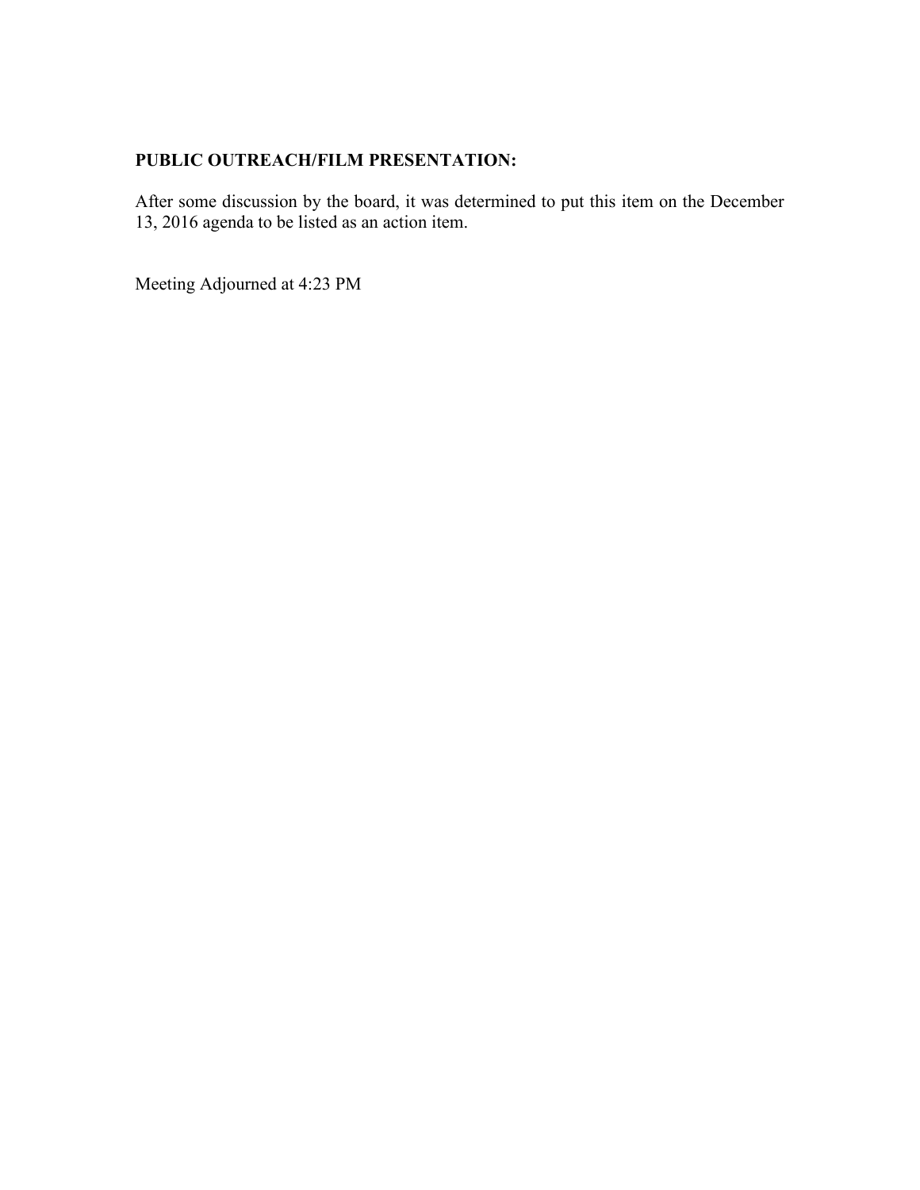**PUBLIC OUTREACH/FILM PRESENTATION:**

After some discussion by the board, it was determined to put this item on the December 13, 2016 agenda to be listed as an action item.

Meeting Adjourned at 4:23 PM